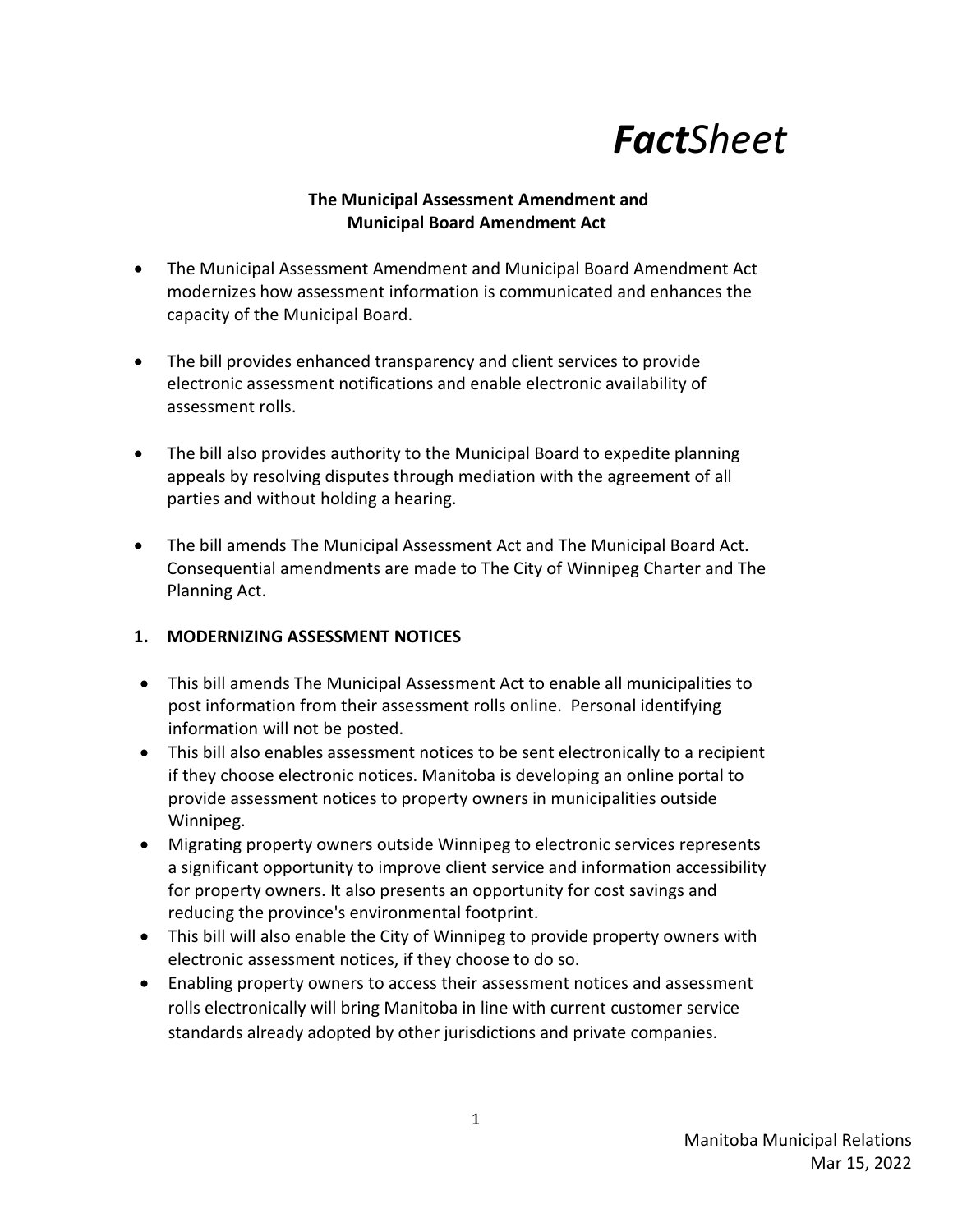# ***Fact**Sheet*

**The Municipal Assessment Amendment and Municipal Board Amendment Act**

- The Municipal Assessment Amendment and Municipal Board Amendment Act modernizes how assessment information is communicated and enhances the capacity of the Municipal Board.

- The bill provides enhanced transparency and client services to provide electronic assessment notifications and enable electronic availability of assessment rolls.

- The bill also provides authority to the Municipal Board to expedite planning appeals by resolving disputes through mediation with the agreement of all parties and without holding a hearing.

- The bill amends The Municipal Assessment Act and The Municipal Board Act. Consequential amendments are made to The City of Winnipeg Charter and The Planning Act.

## 1. MODERNIZING ASSESSMENT NOTICES

- This bill amends The Municipal Assessment Act to enable all municipalities to post information from their assessment rolls online. Personal identifying information will not be posted.
- This bill also enables assessment notices to be sent electronically to a recipient if they choose electronic notices. Manitoba is developing an online portal to provide assessment notices to property owners in municipalities outside Winnipeg.
- Migrating property owners outside Winnipeg to electronic services represents a significant opportunity to improve client service and information accessibility for property owners. It also presents an opportunity for cost savings and reducing the province's environmental footprint.
- This bill will also enable the City of Winnipeg to provide property owners with electronic assessment notices, if they choose to do so.
- Enabling property owners to access their assessment notices and assessment rolls electronically will bring Manitoba in line with current customer service standards already adopted by other jurisdictions and private companies.

Manitoba Municipal Relations
Mar 15, 2022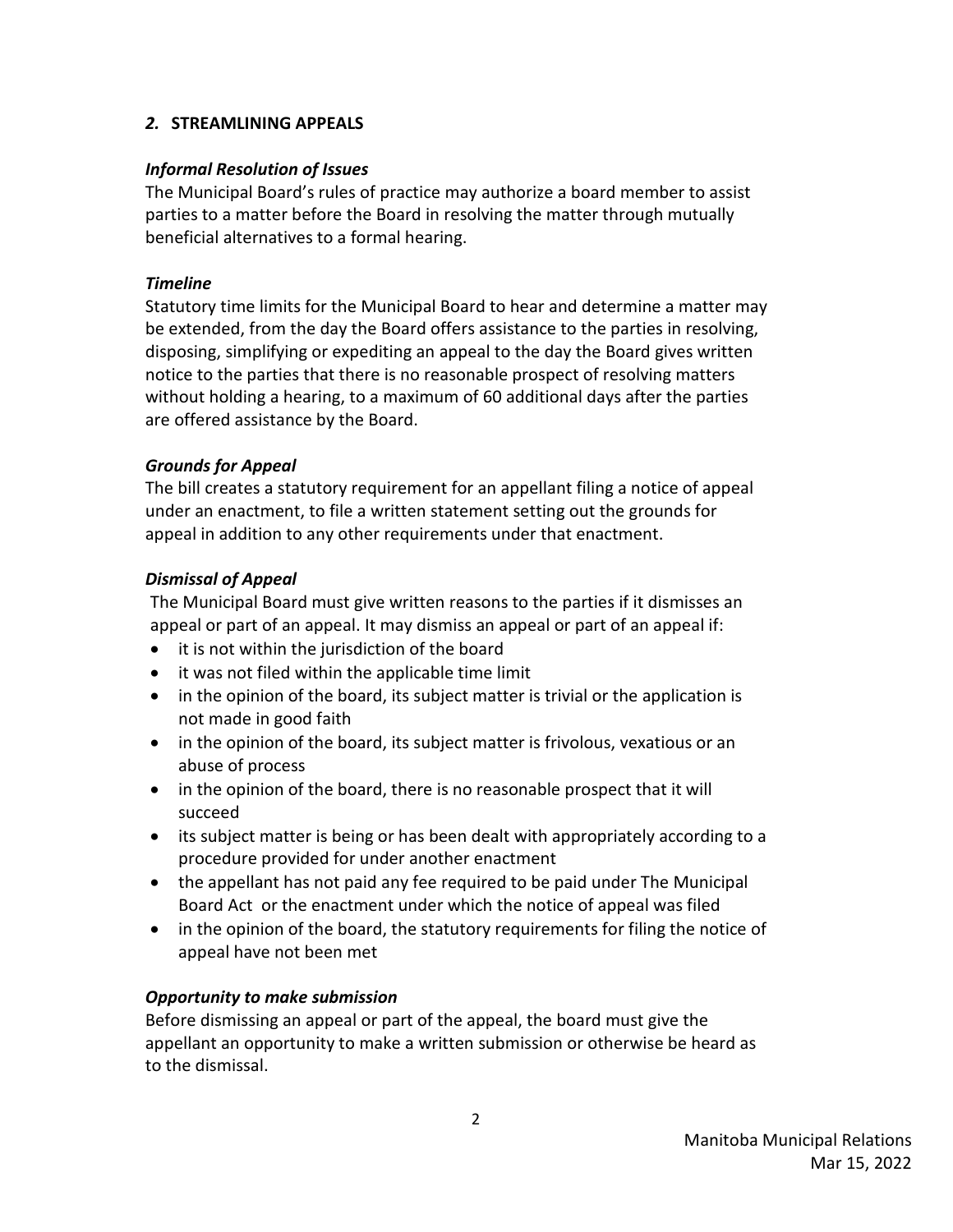## *2.* STREAMLINING APPEALS

### *Informal Resolution of Issues*

The Municipal Board's rules of practice may authorize a board member to assist parties to a matter before the Board in resolving the matter through mutually beneficial alternatives to a formal hearing.

### *Timeline*

Statutory time limits for the Municipal Board to hear and determine a matter may be extended, from the day the Board offers assistance to the parties in resolving, disposing, simplifying or expediting an appeal to the day the Board gives written notice to the parties that there is no reasonable prospect of resolving matters without holding a hearing, to a maximum of 60 additional days after the parties are offered assistance by the Board.

### *Grounds for Appeal*

The bill creates a statutory requirement for an appellant filing a notice of appeal under an enactment, to file a written statement setting out the grounds for appeal in addition to any other requirements under that enactment.

### *Dismissal of Appeal*

The Municipal Board must give written reasons to the parties if it dismisses an appeal or part of an appeal. It may dismiss an appeal or part of an appeal if:

- it is not within the jurisdiction of the board
- it was not filed within the applicable time limit
- in the opinion of the board, its subject matter is trivial or the application is not made in good faith
- in the opinion of the board, its subject matter is frivolous, vexatious or an abuse of process
- in the opinion of the board, there is no reasonable prospect that it will succeed
- its subject matter is being or has been dealt with appropriately according to a procedure provided for under another enactment
- the appellant has not paid any fee required to be paid under The Municipal Board Act or the enactment under which the notice of appeal was filed
- in the opinion of the board, the statutory requirements for filing the notice of appeal have not been met

### *Opportunity to make submission*

Before dismissing an appeal or part of the appeal, the board must give the appellant an opportunity to make a written submission or otherwise be heard as to the dismissal.